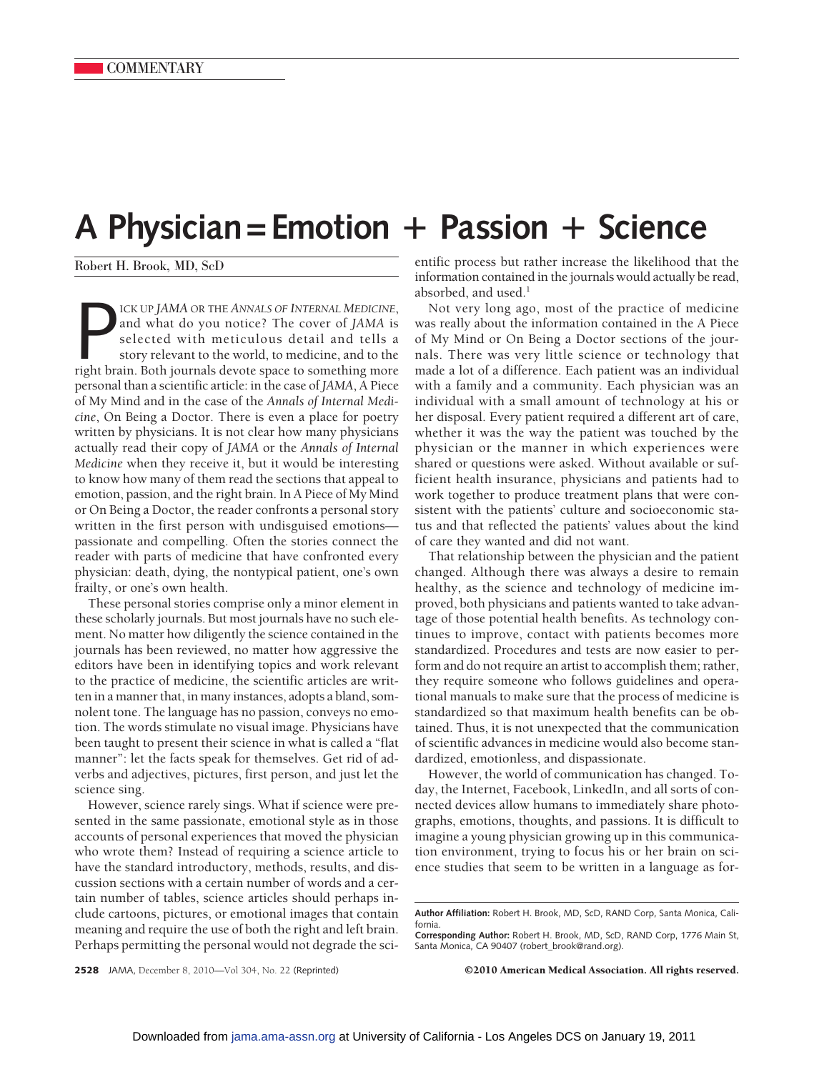COMMENTARY

# A Physician = Emotion + Passion + Science

Robert H. Brook, MD, ScD

PICK UP *JAMA* OR THE *ANNALS OF INTERNAL MEDICINE*, and what do you notice? The cover of *JAMA* is selected with meticulous detail and tells a story relevant to the world, to medicine, and to the right brain. Both journals devote space to something more personal than a scientific article: in the case of *JAMA*, A Piece of My Mind and in the case of the *Annals of Internal Medicine*, On Being a Doctor. There is even a place for poetry written by physicians. It is not clear how many physicians actually read their copy of *JAMA* or the *Annals of Internal Medicine* when they receive it, but it would be interesting to know how many of them read the sections that appeal to emotion, passion, and the right brain. In A Piece of My Mind or On Being a Doctor, the reader confronts a personal story written in the first person with undisguised emotions—passionate and compelling. Often the stories connect the reader with parts of medicine that have confronted every physician: death, dying, the nontypical patient, one's own frailty, or one's own health.

These personal stories comprise only a minor element in these scholarly journals. But most journals have no such element. No matter how diligently the science contained in the journals has been reviewed, no matter how aggressive the editors have been in identifying topics and work relevant to the practice of medicine, the scientific articles are written in a manner that, in many instances, adopts a bland, somnolent tone. The language has no passion, conveys no emotion. The words stimulate no visual image. Physicians have been taught to present their science in what is called a "flat manner": let the facts speak for themselves. Get rid of adverbs and adjectives, pictures, first person, and just let the science sing.

However, science rarely sings. What if science were presented in the same passionate, emotional style as in those accounts of personal experiences that moved the physician who wrote them? Instead of requiring a science article to have the standard introductory, methods, results, and discussion sections with a certain number of words and a certain number of tables, science articles should perhaps include cartoons, pictures, or emotional images that contain meaning and require the use of both the right and left brain. Perhaps permitting the personal would not degrade the scientific process but rather increase the likelihood that the information contained in the journals would actually be read, absorbed, and used.[1]

Not very long ago, most of the practice of medicine was really about the information contained in the A Piece of My Mind or On Being a Doctor sections of the journals. There was very little science or technology that made a lot of a difference. Each patient was an individual with a family and a community. Each physician was an individual with a small amount of technology at his or her disposal. Every patient required a different art of care, whether it was the way the patient was touched by the physician or the manner in which experiences were shared or questions were asked. Without available or sufficient health insurance, physicians and patients had to work together to produce treatment plans that were consistent with the patients' culture and socioeconomic status and that reflected the patients' values about the kind of care they wanted and did not want.

That relationship between the physician and the patient changed. Although there was always a desire to remain healthy, as the science and technology of medicine improved, both physicians and patients wanted to take advantage of those potential health benefits. As technology continues to improve, contact with patients becomes more standardized. Procedures and tests are now easier to perform and do not require an artist to accomplish them; rather, they require someone who follows guidelines and operational manuals to make sure that the process of medicine is standardized so that maximum health benefits can be obtained. Thus, it is not unexpected that the communication of scientific advances in medicine would also become standardized, emotionless, and dispassionate.

However, the world of communication has changed. Today, the Internet, Facebook, LinkedIn, and all sorts of connected devices allow humans to immediately share photographs, emotions, thoughts, and passions. It is difficult to imagine a young physician growing up in this communication environment, trying to focus his or her brain on science studies that seem to be written in a language as for-

**Author Affiliation:** Robert H. Brook, MD, ScD, RAND Corp, Santa Monica, California.

**Corresponding Author:** Robert H. Brook, MD, ScD, RAND Corp, 1776 Main St, Santa Monica, CA 90407 (robert_brook@rand.org).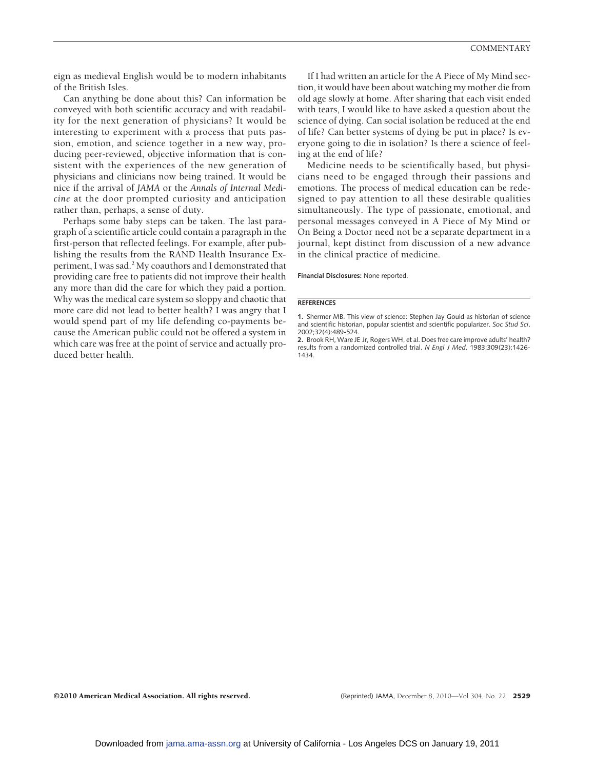eign as medieval English would be to modern inhabitants of the British Isles.

Can anything be done about this? Can information be conveyed with both scientific accuracy and with readability for the next generation of physicians? It would be interesting to experiment with a process that puts passion, emotion, and science together in a new way, producing peer-reviewed, objective information that is consistent with the experiences of the new generation of physicians and clinicians now being trained. It would be nice if the arrival of *JAMA* or the *Annals of Internal Medicine* at the door prompted curiosity and anticipation rather than, perhaps, a sense of duty.

Perhaps some baby steps can be taken. The last paragraph of a scientific article could contain a paragraph in the first-person that reflected feelings. For example, after publishing the results from the RAND Health Insurance Experiment, I was sad.[2] My coauthors and I demonstrated that providing care free to patients did not improve their health any more than did the care for which they paid a portion. Why was the medical care system so sloppy and chaotic that more care did not lead to better health? I was angry that I would spend part of my life defending co-payments because the American public could not be offered a system in which care was free at the point of service and actually produced better health.

If I had written an article for the A Piece of My Mind section, it would have been about watching my mother die from old age slowly at home. After sharing that each visit ended with tears, I would like to have asked a question about the science of dying. Can social isolation be reduced at the end of life? Can better systems of dying be put in place? Is everyone going to die in isolation? Is there a science of feeling at the end of life?

Medicine needs to be scientifically based, but physicians need to be engaged through their passions and emotions. The process of medical education can be redesigned to pay attention to all these desirable qualities simultaneously. The type of passionate, emotional, and personal messages conveyed in A Piece of My Mind or On Being a Doctor need not be a separate department in a journal, kept distinct from discussion of a new advance in the clinical practice of medicine.

**Financial Disclosures:** None reported.

**REFERENCES**

1. Shermer MB. This view of science: Stephen Jay Gould as historian of science and scientific historian, popular scientist and scientific popularizer. *Soc Stud Sci*. 2002;32(4):489-524.
2. Brook RH, Ware JE Jr, Rogers WH, et al. Does free care improve adults' health? results from a randomized controlled trial. *N Engl J Med*. 1983;309(23):1426-1434.